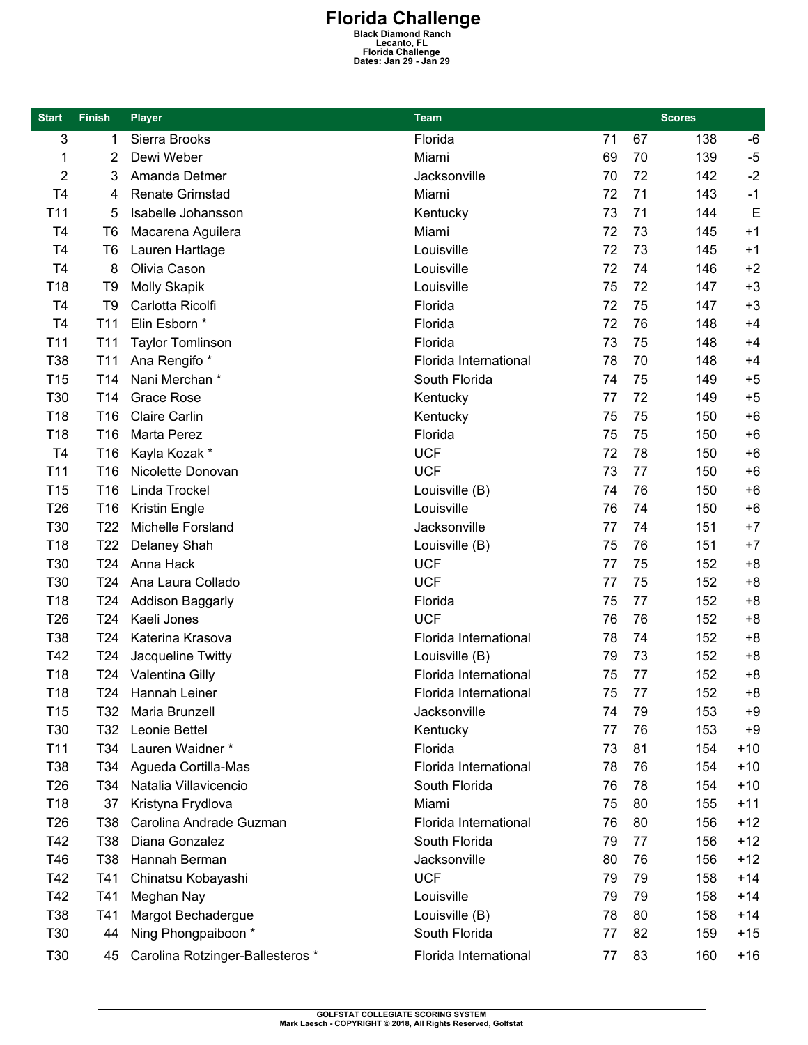# Florida Challenge

**Black Diamond Ranch**
**Lecanto, FL**
**Florida Challenge**
**Dates: Jan 29 - Jan 29**

| Start | Finish | Player | Team | Scores | | | |
|---|---|---|---|---|---|---|---|
| 3 | 1 | Sierra Brooks | Florida | 71 | 67 | 138 | -6 |
| 1 | 2 | Dewi Weber | Miami | 69 | 70 | 139 | -5 |
| 2 | 3 | Amanda Detmer | Jacksonville | 70 | 72 | 142 | -2 |
| T4 | 4 | Renate Grimstad | Miami | 72 | 71 | 143 | -1 |
| T11 | 5 | Isabelle Johansson | Kentucky | 73 | 71 | 144 | E |
| T4 | T6 | Macarena Aguilera | Miami | 72 | 73 | 145 | +1 |
| T4 | T6 | Lauren Hartlage | Louisville | 72 | 73 | 145 | +1 |
| T4 | 8 | Olivia Cason | Louisville | 72 | 74 | 146 | +2 |
| T18 | T9 | Molly Skapik | Louisville | 75 | 72 | 147 | +3 |
| T4 | T9 | Carlotta Ricolfi | Florida | 72 | 75 | 147 | +3 |
| T4 | T11 | Elin Esborn * | Florida | 72 | 76 | 148 | +4 |
| T11 | T11 | Taylor Tomlinson | Florida | 73 | 75 | 148 | +4 |
| T38 | T11 | Ana Rengifo * | Florida International | 78 | 70 | 148 | +4 |
| T15 | T14 | Nani Merchan * | South Florida | 74 | 75 | 149 | +5 |
| T30 | T14 | Grace Rose | Kentucky | 77 | 72 | 149 | +5 |
| T18 | T16 | Claire Carlin | Kentucky | 75 | 75 | 150 | +6 |
| T18 | T16 | Marta Perez | Florida | 75 | 75 | 150 | +6 |
| T4 | T16 | Kayla Kozak * | UCF | 72 | 78 | 150 | +6 |
| T11 | T16 | Nicolette Donovan | UCF | 73 | 77 | 150 | +6 |
| T15 | T16 | Linda Trockel | Louisville (B) | 74 | 76 | 150 | +6 |
| T26 | T16 | Kristin Engle | Louisville | 76 | 74 | 150 | +6 |
| T30 | T22 | Michelle Forsland | Jacksonville | 77 | 74 | 151 | +7 |
| T18 | T22 | Delaney Shah | Louisville (B) | 75 | 76 | 151 | +7 |
| T30 | T24 | Anna Hack | UCF | 77 | 75 | 152 | +8 |
| T30 | T24 | Ana Laura Collado | UCF | 77 | 75 | 152 | +8 |
| T18 | T24 | Addison Baggarly | Florida | 75 | 77 | 152 | +8 |
| T26 | T24 | Kaeli Jones | UCF | 76 | 76 | 152 | +8 |
| T38 | T24 | Katerina Krasova | Florida International | 78 | 74 | 152 | +8 |
| T42 | T24 | Jacqueline Twitty | Louisville (B) | 79 | 73 | 152 | +8 |
| T18 | T24 | Valentina Gilly | Florida International | 75 | 77 | 152 | +8 |
| T18 | T24 | Hannah Leiner | Florida International | 75 | 77 | 152 | +8 |
| T15 | T32 | Maria Brunzell | Jacksonville | 74 | 79 | 153 | +9 |
| T30 | T32 | Leonie Bettel | Kentucky | 77 | 76 | 153 | +9 |
| T11 | T34 | Lauren Waidner * | Florida | 73 | 81 | 154 | +10 |
| T38 | T34 | Agueda Cortilla-Mas | Florida International | 78 | 76 | 154 | +10 |
| T26 | T34 | Natalia Villavicencio | South Florida | 76 | 78 | 154 | +10 |
| T18 | 37 | Kristyna Frydlova | Miami | 75 | 80 | 155 | +11 |
| T26 | T38 | Carolina Andrade Guzman | Florida International | 76 | 80 | 156 | +12 |
| T42 | T38 | Diana Gonzalez | South Florida | 79 | 77 | 156 | +12 |
| T46 | T38 | Hannah Berman | Jacksonville | 80 | 76 | 156 | +12 |
| T42 | T41 | Chinatsu Kobayashi | UCF | 79 | 79 | 158 | +14 |
| T42 | T41 | Meghan Nay | Louisville | 79 | 79 | 158 | +14 |
| T38 | T41 | Margot Bechadergue | Louisville (B) | 78 | 80 | 158 | +14 |
| T30 | 44 | Ning Phongpaiboon * | South Florida | 77 | 82 | 159 | +15 |
| T30 | 45 | Carolina Rotzinger-Ballesteros * | Florida International | 77 | 83 | 160 | +16 |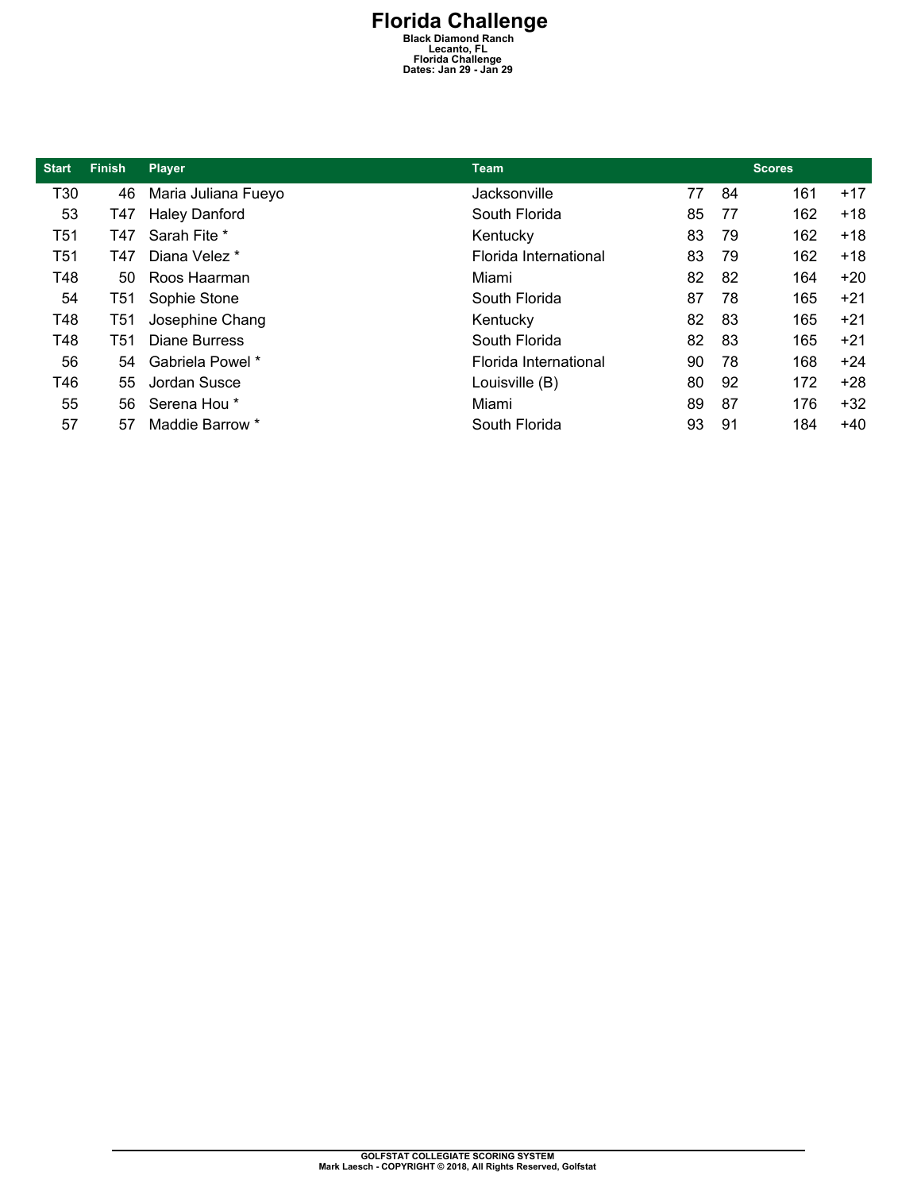# Florida Challenge

**Black Diamond Ranch**
**Lecanto, FL**
**Florida Challenge**
**Dates: Jan 29 - Jan 29**

| Start | Finish | Player | Team | Scores | | | |
|---|---|---|---|---|---|---|---|
| T30 | 46 | Maria Juliana Fueyo | Jacksonville | 77 | 84 | 161 | +17 |
| 53 | T47 | Haley Danford | South Florida | 85 | 77 | 162 | +18 |
| T51 | T47 | Sarah Fite * | Kentucky | 83 | 79 | 162 | +18 |
| T51 | T47 | Diana Velez * | Florida International | 83 | 79 | 162 | +18 |
| T48 | 50 | Roos Haarman | Miami | 82 | 82 | 164 | +20 |
| 54 | T51 | Sophie Stone | South Florida | 87 | 78 | 165 | +21 |
| T48 | T51 | Josephine Chang | Kentucky | 82 | 83 | 165 | +21 |
| T48 | T51 | Diane Burress | South Florida | 82 | 83 | 165 | +21 |
| 56 | 54 | Gabriela Powel * | Florida International | 90 | 78 | 168 | +24 |
| T46 | 55 | Jordan Susce | Louisville (B) | 80 | 92 | 172 | +28 |
| 55 | 56 | Serena Hou * | Miami | 89 | 87 | 176 | +32 |
| 57 | 57 | Maddie Barrow * | South Florida | 93 | 91 | 184 | +40 |

GOLFSTAT COLLEGIATE SCORING SYSTEM
Mark Laesch - COPYRIGHT © 2018, All Rights Reserved, Golfstat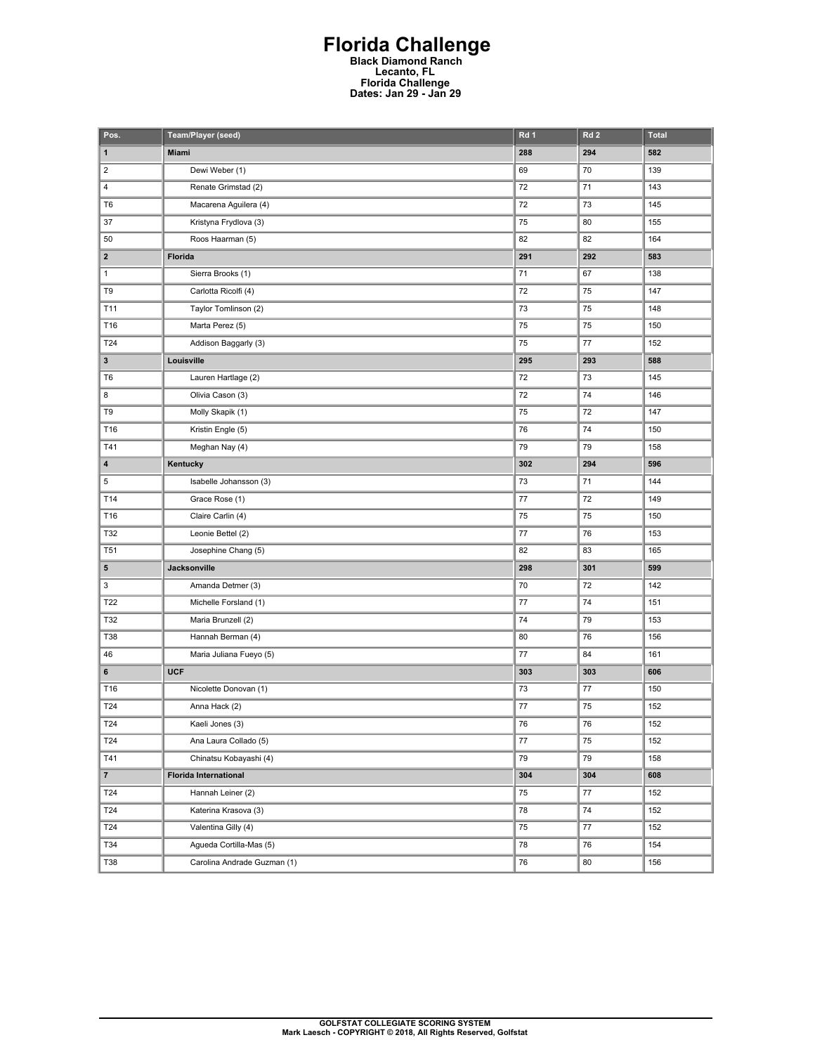# Florida Challenge

**Black Diamond Ranch**
**Lecanto, FL**
**Florida Challenge**
**Dates: Jan 29 - Jan 29**

| Pos. | Team/Player (seed) | Rd 1 | Rd 2 | Total |
|---|---|---|---|---|
| **1** | **Miami** | **288** | **294** | **582** |
| 2 | Dewi Weber (1) | 69 | 70 | 139 |
| 4 | Renate Grimstad (2) | 72 | 71 | 143 |
| T6 | Macarena Aguilera (4) | 72 | 73 | 145 |
| 37 | Kristyna Frydlova (3) | 75 | 80 | 155 |
| 50 | Roos Haarman (5) | 82 | 82 | 164 |
| **2** | **Florida** | **291** | **292** | **583** |
| 1 | Sierra Brooks (1) | 71 | 67 | 138 |
| T9 | Carlotta Ricolfi (4) | 72 | 75 | 147 |
| T11 | Taylor Tomlinson (2) | 73 | 75 | 148 |
| T16 | Marta Perez (5) | 75 | 75 | 150 |
| T24 | Addison Baggarly (3) | 75 | 77 | 152 |
| **3** | **Louisville** | **295** | **293** | **588** |
| T6 | Lauren Hartlage (2) | 72 | 73 | 145 |
| 8 | Olivia Cason (3) | 72 | 74 | 146 |
| T9 | Molly Skapik (1) | 75 | 72 | 147 |
| T16 | Kristin Engle (5) | 76 | 74 | 150 |
| T41 | Meghan Nay (4) | 79 | 79 | 158 |
| **4** | **Kentucky** | **302** | **294** | **596** |
| 5 | Isabelle Johansson (3) | 73 | 71 | 144 |
| T14 | Grace Rose (1) | 77 | 72 | 149 |
| T16 | Claire Carlin (4) | 75 | 75 | 150 |
| T32 | Leonie Bettel (2) | 77 | 76 | 153 |
| T51 | Josephine Chang (5) | 82 | 83 | 165 |
| **5** | **Jacksonville** | **298** | **301** | **599** |
| 3 | Amanda Detmer (3) | 70 | 72 | 142 |
| T22 | Michelle Forsland (1) | 77 | 74 | 151 |
| T32 | Maria Brunzell (2) | 74 | 79 | 153 |
| T38 | Hannah Berman (4) | 80 | 76 | 156 |
| 46 | Maria Juliana Fueyo (5) | 77 | 84 | 161 |
| **6** | **UCF** | **303** | **303** | **606** |
| T16 | Nicolette Donovan (1) | 73 | 77 | 150 |
| T24 | Anna Hack (2) | 77 | 75 | 152 |
| T24 | Kaeli Jones (3) | 76 | 76 | 152 |
| T24 | Ana Laura Collado (5) | 77 | 75 | 152 |
| T41 | Chinatsu Kobayashi (4) | 79 | 79 | 158 |
| **7** | **Florida International** | **304** | **304** | **608** |
| T24 | Hannah Leiner (2) | 75 | 77 | 152 |
| T24 | Katerina Krasova (3) | 78 | 74 | 152 |
| T24 | Valentina Gilly (4) | 75 | 77 | 152 |
| T34 | Agueda Cortilla-Mas (5) | 78 | 76 | 154 |
| T38 | Carolina Andrade Guzman (1) | 76 | 80 | 156 |

GOLFSTAT COLLEGIATE SCORING SYSTEM
Mark Laesch - COPYRIGHT © 2018, All Rights Reserved, Golfstat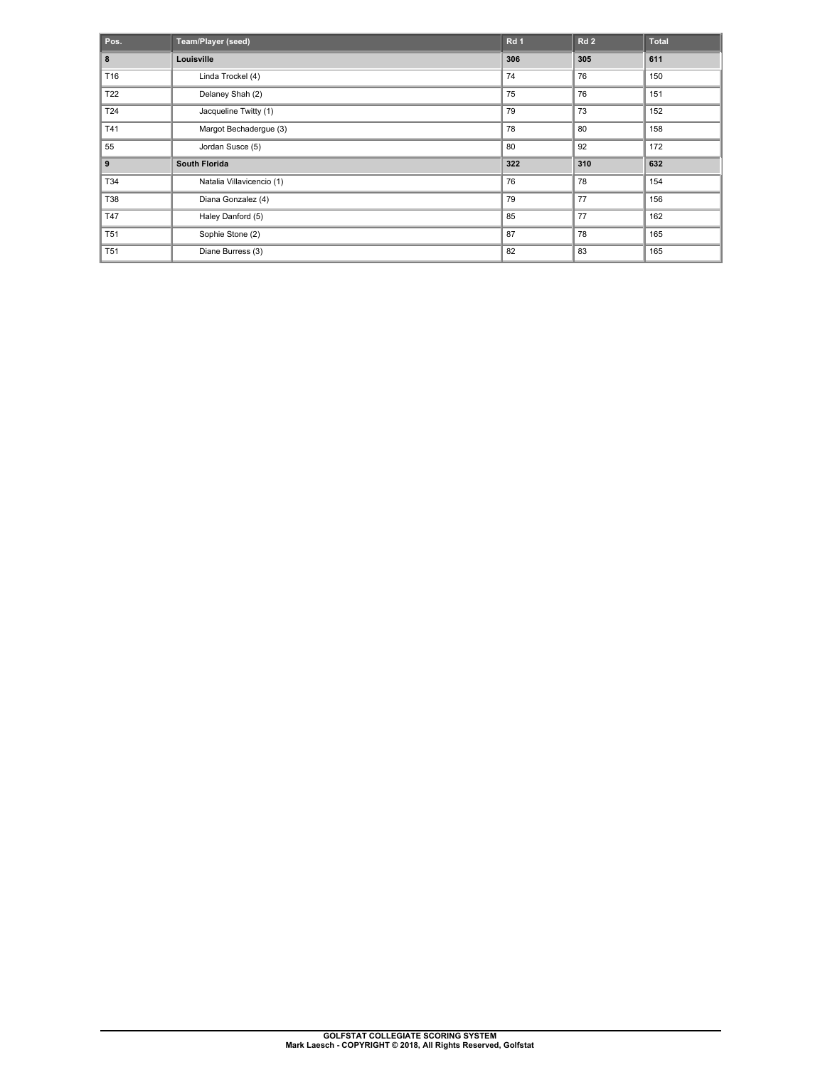| Pos. | Team/Player (seed) | Rd 1 | Rd 2 | Total |
| --- | --- | --- | --- | --- |
| **8** | **Louisville** | **306** | **305** | **611** |
| T16 | Linda Trockel (4) | 74 | 76 | 150 |
| T22 | Delaney Shah (2) | 75 | 76 | 151 |
| T24 | Jacqueline Twitty (1) | 79 | 73 | 152 |
| T41 | Margot Bechadergue (3) | 78 | 80 | 158 |
| 55 | Jordan Susce (5) | 80 | 92 | 172 |
| **9** | **South Florida** | **322** | **310** | **632** |
| T34 | Natalia Villavicencio (1) | 76 | 78 | 154 |
| T38 | Diana Gonzalez (4) | 79 | 77 | 156 |
| T47 | Haley Danford (5) | 85 | 77 | 162 |
| T51 | Sophie Stone (2) | 87 | 78 | 165 |
| T51 | Diane Burress (3) | 82 | 83 | 165 |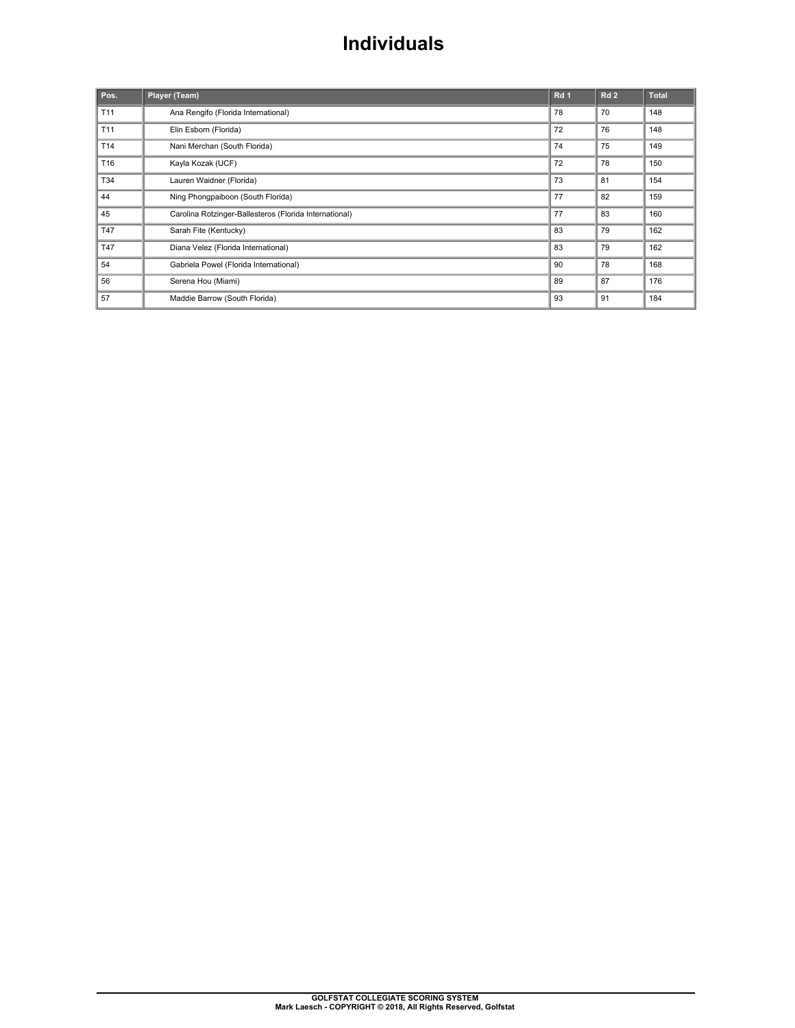# Individuals

| Pos. | Player (Team) | Rd 1 | Rd 2 | Total |
| --- | --- | --- | --- | --- |
| T11 | Ana Rengifo (Florida International) | 78 | 70 | 148 |
| T11 | Elin Esborn (Florida) | 72 | 76 | 148 |
| T14 | Nani Merchan (South Florida) | 74 | 75 | 149 |
| T16 | Kayla Kozak (UCF) | 72 | 78 | 150 |
| T34 | Lauren Waidner (Florida) | 73 | 81 | 154 |
| 44 | Ning Phongpaiboon (South Florida) | 77 | 82 | 159 |
| 45 | Carolina Rotzinger-Ballesteros (Florida International) | 77 | 83 | 160 |
| T47 | Sarah Fite (Kentucky) | 83 | 79 | 162 |
| T47 | Diana Velez (Florida International) | 83 | 79 | 162 |
| 54 | Gabriela Powel (Florida International) | 90 | 78 | 168 |
| 56 | Serena Hou (Miami) | 89 | 87 | 176 |
| 57 | Maddie Barrow (South Florida) | 93 | 91 | 184 |

GOLFSTAT COLLEGIATE SCORING SYSTEM
Mark Laesch - COPYRIGHT © 2018, All Rights Reserved, Golfstat